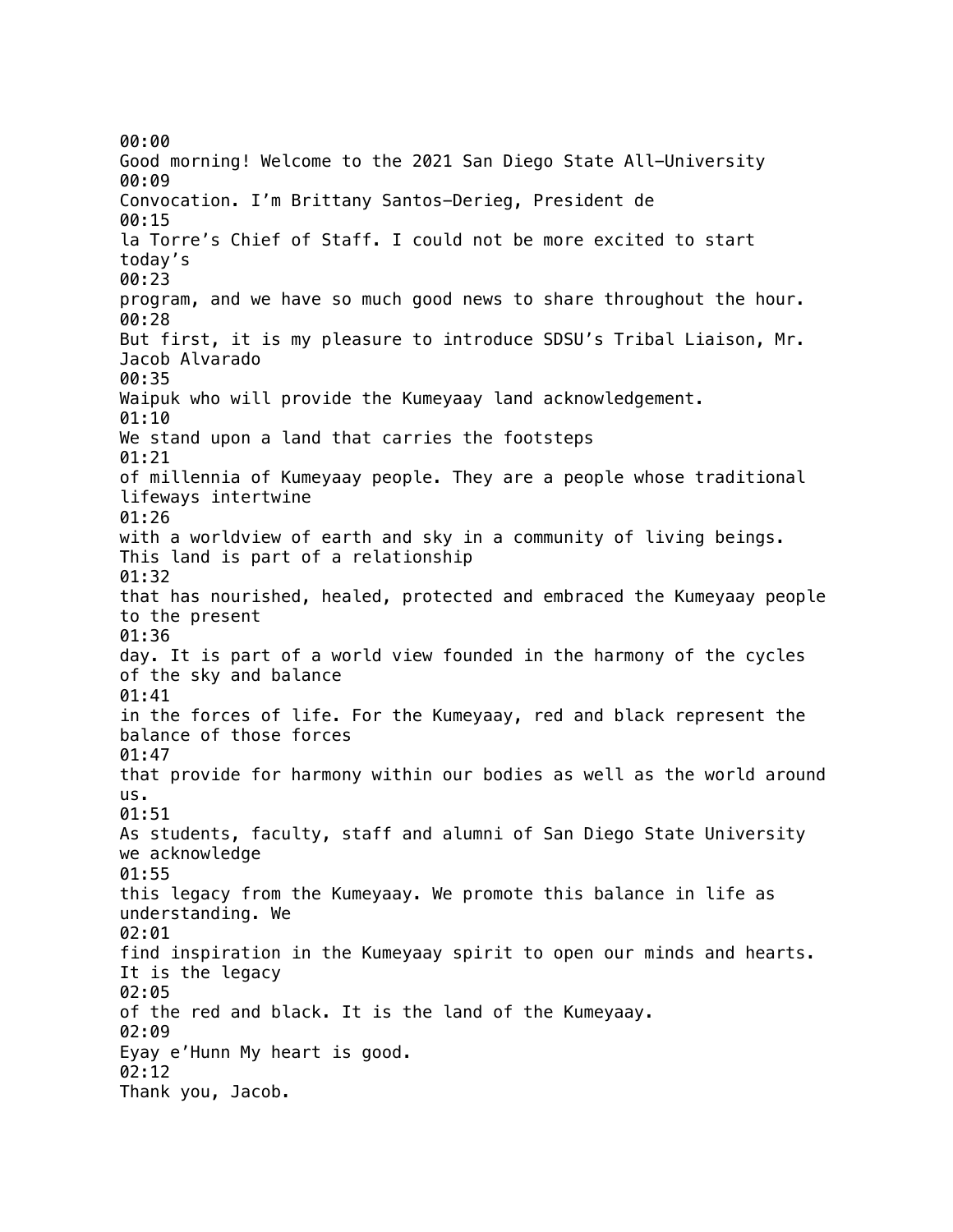00:00
Good morning! Welcome to the 2021 San Diego State All-University
00:09
Convocation. I'm Brittany Santos-Derieg, President de
00:15
la Torre's Chief of Staff. I could not be more excited to start today's
00:23
program, and we have so much good news to share throughout the hour.
00:28
But first, it is my pleasure to introduce SDSU's Tribal Liaison, Mr. Jacob Alvarado
00:35
Waipuk who will provide the Kumeyaay land acknowledgement.
01:10
We stand upon a land that carries the footsteps
01:21
of millennia of Kumeyaay people. They are a people whose traditional lifeways intertwine
01:26
with a worldview of earth and sky in a community of living beings. This land is part of a relationship
01:32
that has nourished, healed, protected and embraced the Kumeyaay people to the present
01:36
day. It is part of a world view founded in the harmony of the cycles of the sky and balance
01:41
in the forces of life. For the Kumeyaay, red and black represent the balance of those forces
01:47
that provide for harmony within our bodies as well as the world around us.
01:51
As students, faculty, staff and alumni of San Diego State University we acknowledge
01:55
this legacy from the Kumeyaay. We promote this balance in life as understanding. We
02:01
find inspiration in the Kumeyaay spirit to open our minds and hearts. It is the legacy
02:05
of the red and black. It is the land of the Kumeyaay.
02:09
Eyay e'Hunn My heart is good.
02:12
Thank you, Jacob.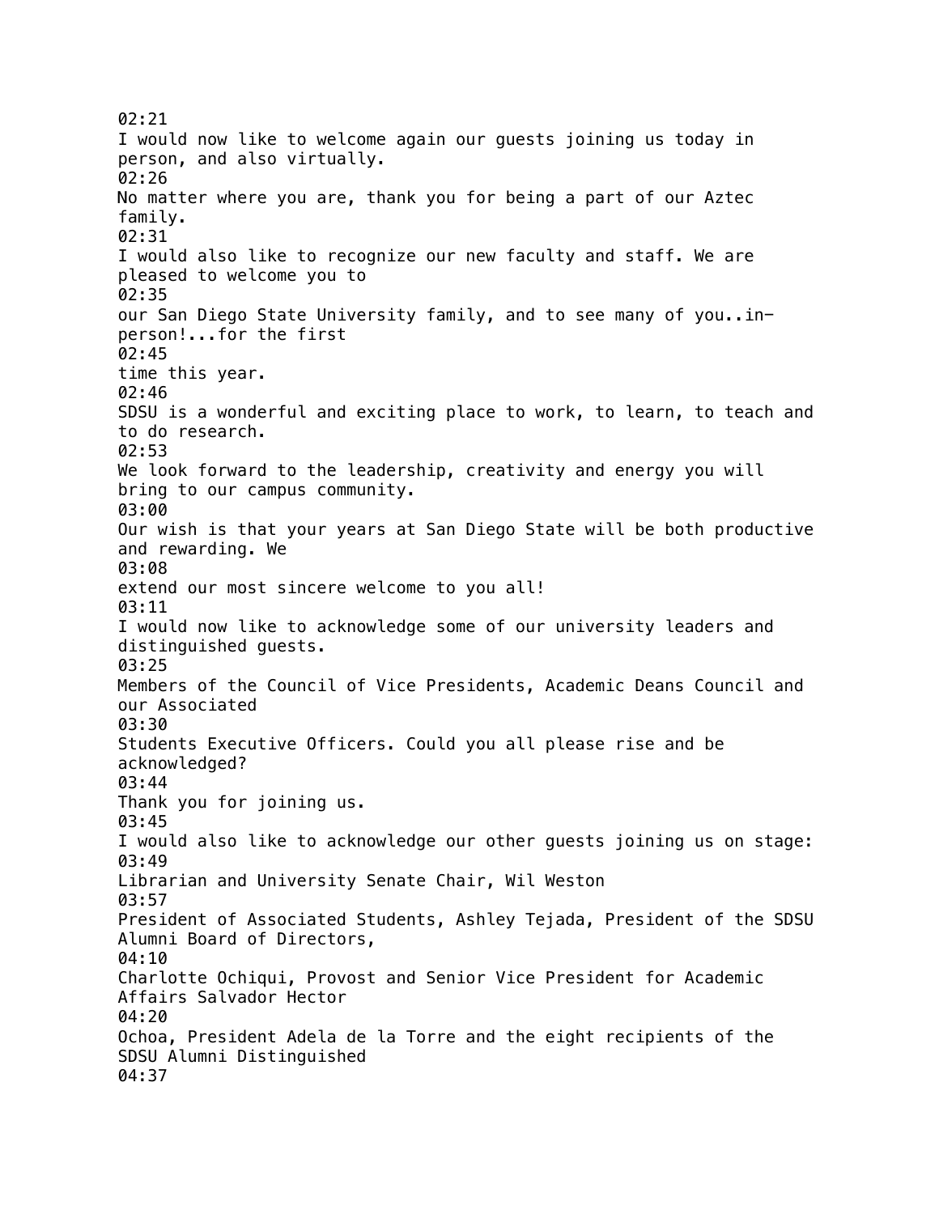02:21
I would now like to welcome again our guests joining us today in person, and also virtually.
02:26
No matter where you are, thank you for being a part of our Aztec family.
02:31
I would also like to recognize our new faculty and staff. We are pleased to welcome you to
02:35
our San Diego State University family, and to see many of you..in-person!...for the first
02:45
time this year.
02:46
SDSU is a wonderful and exciting place to work, to learn, to teach and to do research.
02:53
We look forward to the leadership, creativity and energy you will bring to our campus community.
03:00
Our wish is that your years at San Diego State will be both productive and rewarding. We
03:08
extend our most sincere welcome to you all!
03:11
I would now like to acknowledge some of our university leaders and distinguished guests.
03:25
Members of the Council of Vice Presidents, Academic Deans Council and our Associated
03:30
Students Executive Officers. Could you all please rise and be acknowledged?
03:44
Thank you for joining us.
03:45
I would also like to acknowledge our other guests joining us on stage:
03:49
Librarian and University Senate Chair, Wil Weston
03:57
President of Associated Students, Ashley Tejada, President of the SDSU Alumni Board of Directors,
04:10
Charlotte Ochiqui, Provost and Senior Vice President for Academic Affairs Salvador Hector
04:20
Ochoa, President Adela de la Torre and the eight recipients of the SDSU Alumni Distinguished
04:37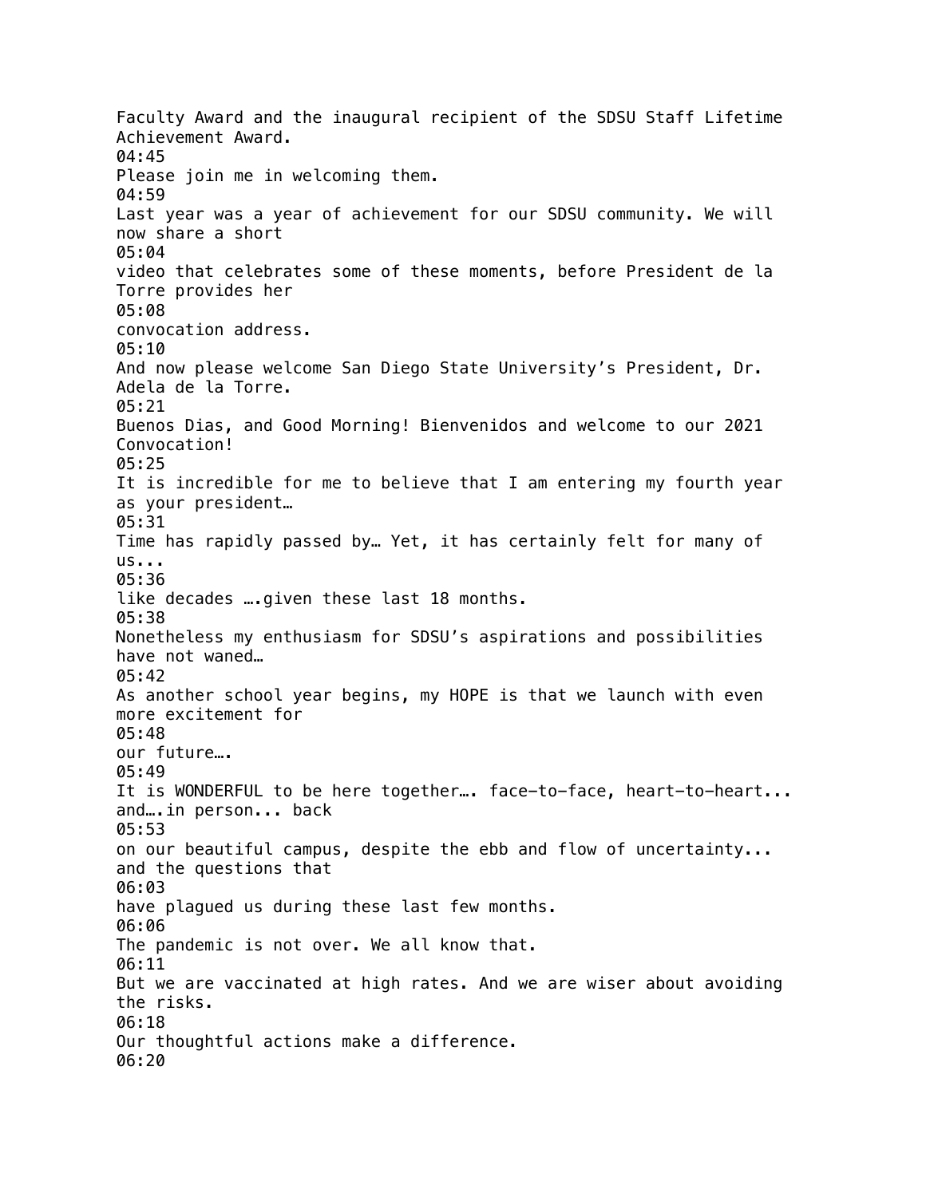Faculty Award and the inaugural recipient of the SDSU Staff Lifetime Achievement Award.
04:45
Please join me in welcoming them.
04:59
Last year was a year of achievement for our SDSU community. We will now share a short
05:04
video that celebrates some of these moments, before President de la Torre provides her
05:08
convocation address.
05:10
And now please welcome San Diego State University's President, Dr. Adela de la Torre.
05:21
Buenos Dias, and Good Morning! Bienvenidos and welcome to our 2021 Convocation!
05:25
It is incredible for me to believe that I am entering my fourth year as your president…
05:31
Time has rapidly passed by… Yet, it has certainly felt for many of us...
05:36
like decades ….given these last 18 months.
05:38
Nonetheless my enthusiasm for SDSU's aspirations and possibilities have not waned…
05:42
As another school year begins, my HOPE is that we launch with even more excitement for
05:48
our future….
05:49
It is WONDERFUL to be here together…. face-to-face, heart-to-heart... and….in person... back
05:53
on our beautiful campus, despite the ebb and flow of uncertainty... and the questions that
06:03
have plagued us during these last few months.
06:06
The pandemic is not over. We all know that.
06:11
But we are vaccinated at high rates. And we are wiser about avoiding the risks.
06:18
Our thoughtful actions make a difference.
06:20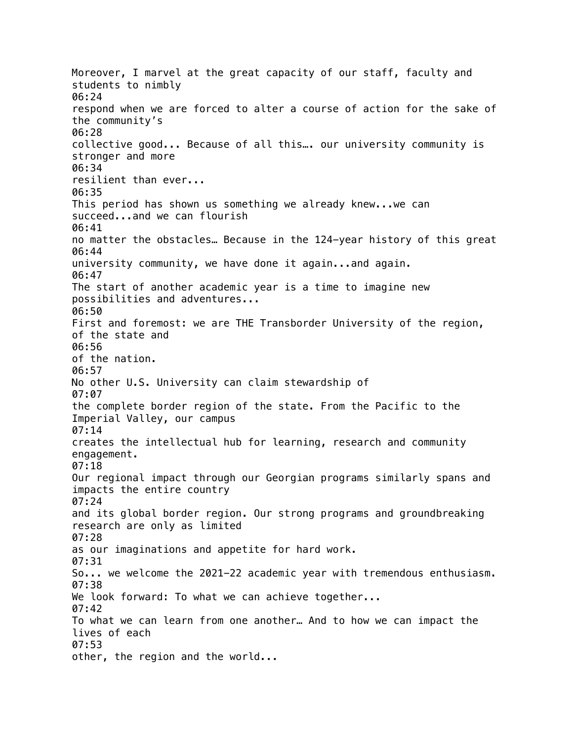Moreover, I marvel at the great capacity of our staff, faculty and students to nimbly
06:24
respond when we are forced to alter a course of action for the sake of the community's
06:28
collective good... Because of all this…. our university community is stronger and more
06:34
resilient than ever...
06:35
This period has shown us something we already knew...we can succeed...and we can flourish
06:41
no matter the obstacles… Because in the 124-year history of this great
06:44
university community, we have done it again...and again.
06:47
The start of another academic year is a time to imagine new possibilities and adventures...
06:50
First and foremost: we are THE Transborder University of the region, of the state and
06:56
of the nation.
06:57
No other U.S. University can claim stewardship of
07:07
the complete border region of the state. From the Pacific to the Imperial Valley, our campus
07:14
creates the intellectual hub for learning, research and community engagement.
07:18
Our regional impact through our Georgian programs similarly spans and impacts the entire country
07:24
and its global border region. Our strong programs and groundbreaking research are only as limited
07:28
as our imaginations and appetite for hard work.
07:31
So... we welcome the 2021-22 academic year with tremendous enthusiasm.
07:38
We look forward: To what we can achieve together...
07:42
To what we can learn from one another… And to how we can impact the lives of each
07:53
other, the region and the world...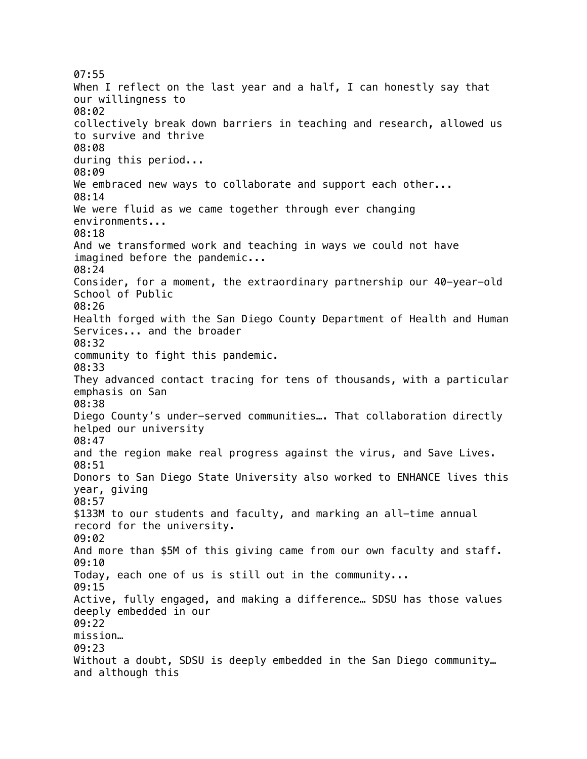07:55
When I reflect on the last year and a half, I can honestly say that our willingness to
08:02
collectively break down barriers in teaching and research, allowed us to survive and thrive
08:08
during this period...
08:09
We embraced new ways to collaborate and support each other...
08:14
We were fluid as we came together through ever changing environments...
08:18
And we transformed work and teaching in ways we could not have imagined before the pandemic...
08:24
Consider, for a moment, the extraordinary partnership our 40-year-old School of Public
08:26
Health forged with the San Diego County Department of Health and Human Services... and the broader
08:32
community to fight this pandemic.
08:33
They advanced contact tracing for tens of thousands, with a particular emphasis on San
08:38
Diego County's under-served communities…. That collaboration directly helped our university
08:47
and the region make real progress against the virus, and Save Lives.
08:51
Donors to San Diego State University also worked to ENHANCE lives this year, giving
08:57
$133M to our students and faculty, and marking an all-time annual record for the university.
09:02
And more than $5M of this giving came from our own faculty and staff.
09:10
Today, each one of us is still out in the community...
09:15
Active, fully engaged, and making a difference… SDSU has those values deeply embedded in our
09:22
mission…
09:23
Without a doubt, SDSU is deeply embedded in the San Diego community… and although this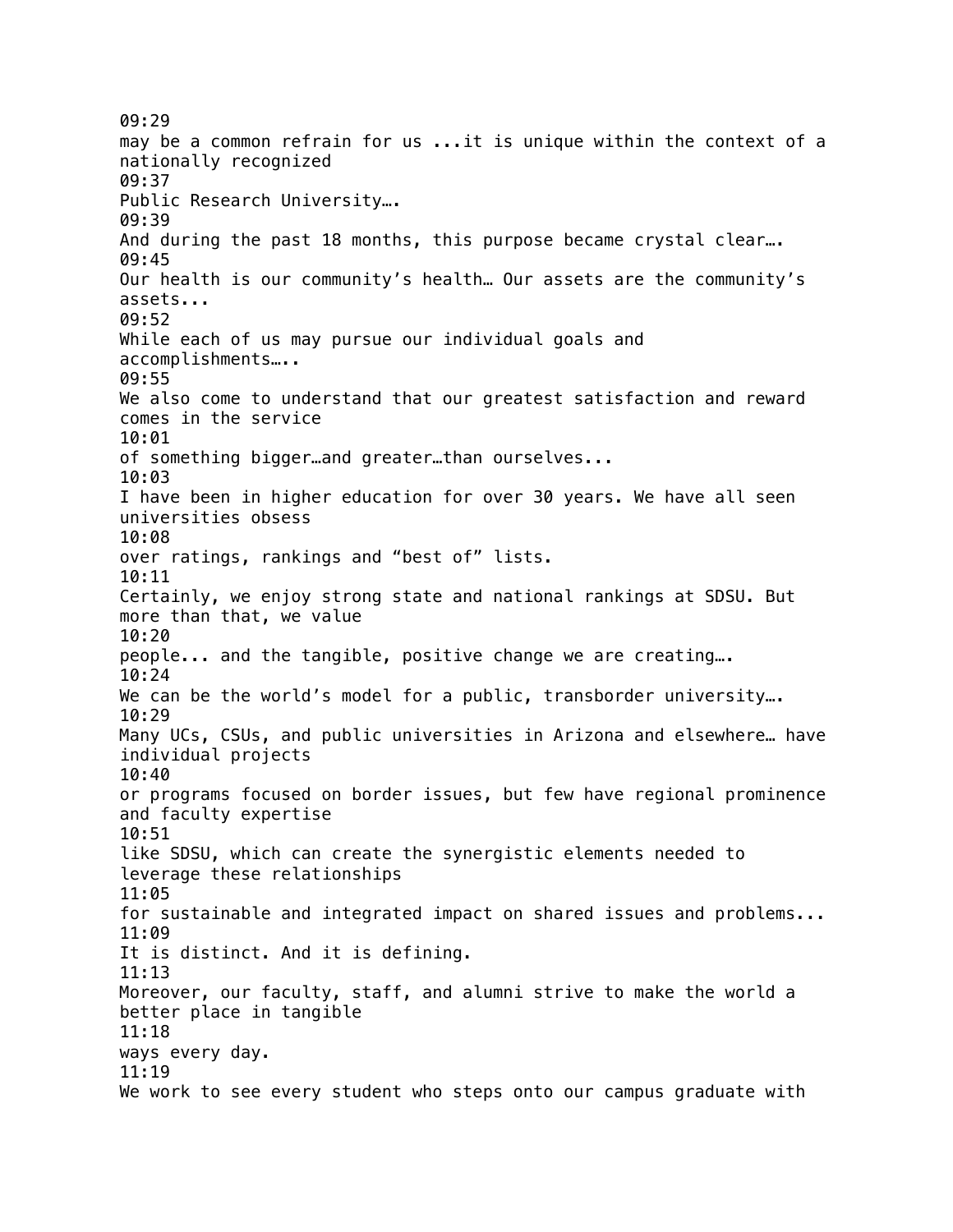09:29
may be a common refrain for us ...it is unique within the context of a nationally recognized
09:37
Public Research University….
09:39
And during the past 18 months, this purpose became crystal clear….
09:45
Our health is our community's health… Our assets are the community's assets...
09:52
While each of us may pursue our individual goals and accomplishments…..
09:55
We also come to understand that our greatest satisfaction and reward comes in the service
10:01
of something bigger…and greater…than ourselves...
10:03
I have been in higher education for over 30 years. We have all seen universities obsess
10:08
over ratings, rankings and "best of" lists.
10:11
Certainly, we enjoy strong state and national rankings at SDSU. But more than that, we value
10:20
people... and the tangible, positive change we are creating….
10:24
We can be the world's model for a public, transborder university….
10:29
Many UCs, CSUs, and public universities in Arizona and elsewhere… have individual projects
10:40
or programs focused on border issues, but few have regional prominence and faculty expertise
10:51
like SDSU, which can create the synergistic elements needed to leverage these relationships
11:05
for sustainable and integrated impact on shared issues and problems...
11:09
It is distinct. And it is defining.
11:13
Moreover, our faculty, staff, and alumni strive to make the world a better place in tangible
11:18
ways every day.
11:19
We work to see every student who steps onto our campus graduate with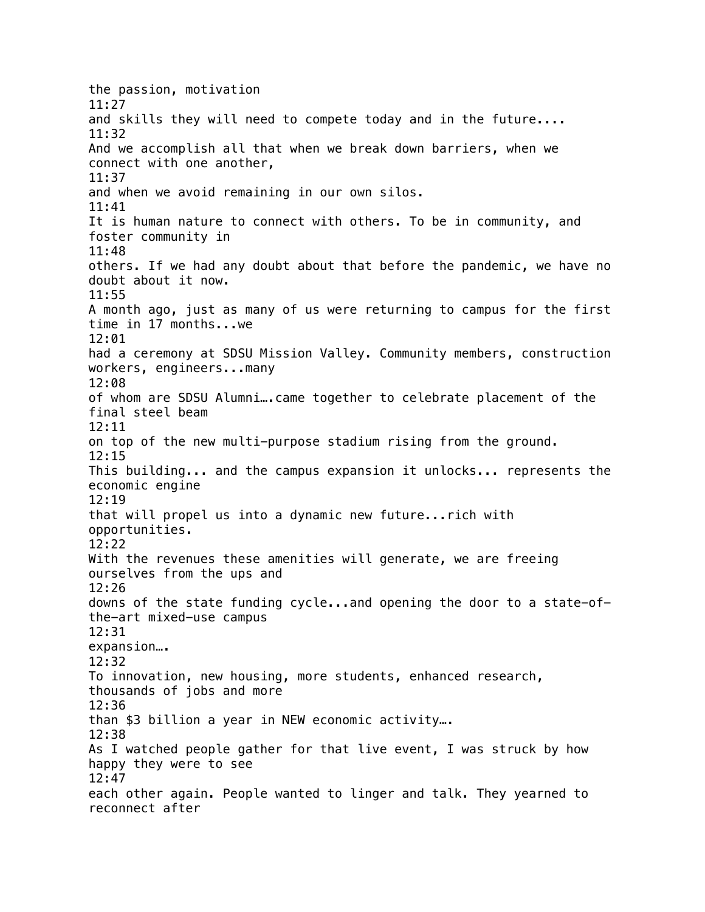the passion, motivation
11:27
and skills they will need to compete today and in the future....
11:32
And we accomplish all that when we break down barriers, when we connect with one another,
11:37
and when we avoid remaining in our own silos.
11:41
It is human nature to connect with others. To be in community, and foster community in
11:48
others. If we had any doubt about that before the pandemic, we have no doubt about it now.
11:55
A month ago, just as many of us were returning to campus for the first time in 17 months...we
12:01
had a ceremony at SDSU Mission Valley. Community members, construction workers, engineers...many
12:08
of whom are SDSU Alumni….came together to celebrate placement of the final steel beam
12:11
on top of the new multi-purpose stadium rising from the ground.
12:15
This building... and the campus expansion it unlocks... represents the economic engine
12:19
that will propel us into a dynamic new future...rich with opportunities.
12:22
With the revenues these amenities will generate, we are freeing ourselves from the ups and
12:26
downs of the state funding cycle...and opening the door to a state-of-the-art mixed-use campus
12:31
expansion….
12:32
To innovation, new housing, more students, enhanced research, thousands of jobs and more
12:36
than $3 billion a year in NEW economic activity….
12:38
As I watched people gather for that live event, I was struck by how happy they were to see
12:47
each other again. People wanted to linger and talk. They yearned to reconnect after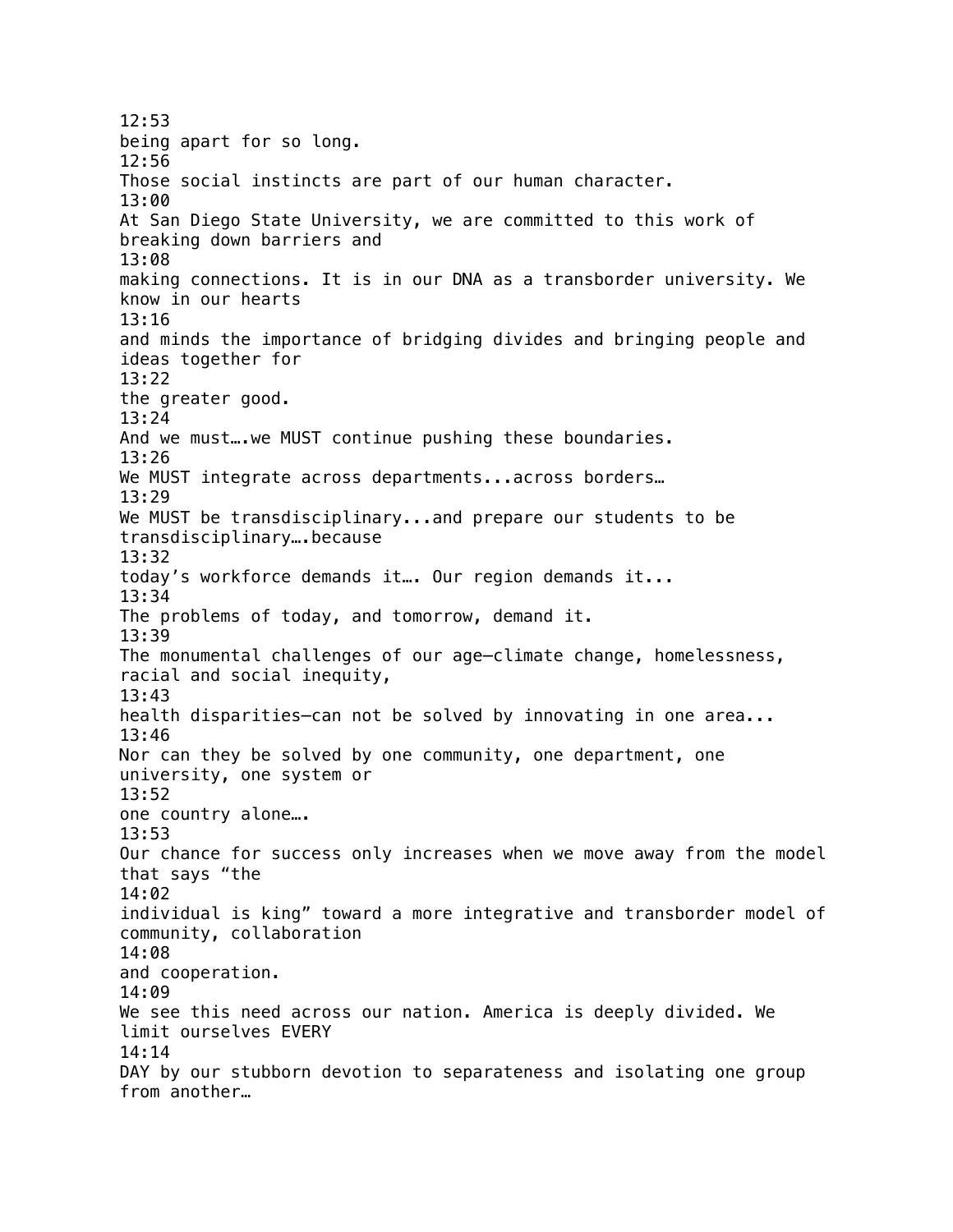12:53
being apart for so long.
12:56
Those social instincts are part of our human character.
13:00
At San Diego State University, we are committed to this work of breaking down barriers and
13:08
making connections. It is in our DNA as a transborder university. We know in our hearts
13:16
and minds the importance of bridging divides and bringing people and ideas together for
13:22
the greater good.
13:24
And we must….we MUST continue pushing these boundaries.
13:26
We MUST integrate across departments...across borders…
13:29
We MUST be transdisciplinary...and prepare our students to be transdisciplinary….because
13:32
today's workforce demands it…. Our region demands it...
13:34
The problems of today, and tomorrow, demand it.
13:39
The monumental challenges of our age—climate change, homelessness, racial and social inequity,
13:43
health disparities—can not be solved by innovating in one area...
13:46
Nor can they be solved by one community, one department, one university, one system or
13:52
one country alone….
13:53
Our chance for success only increases when we move away from the model that says "the
14:02
individual is king" toward a more integrative and transborder model of community, collaboration
14:08
and cooperation.
14:09
We see this need across our nation. America is deeply divided. We limit ourselves EVERY
14:14
DAY by our stubborn devotion to separateness and isolating one group from another…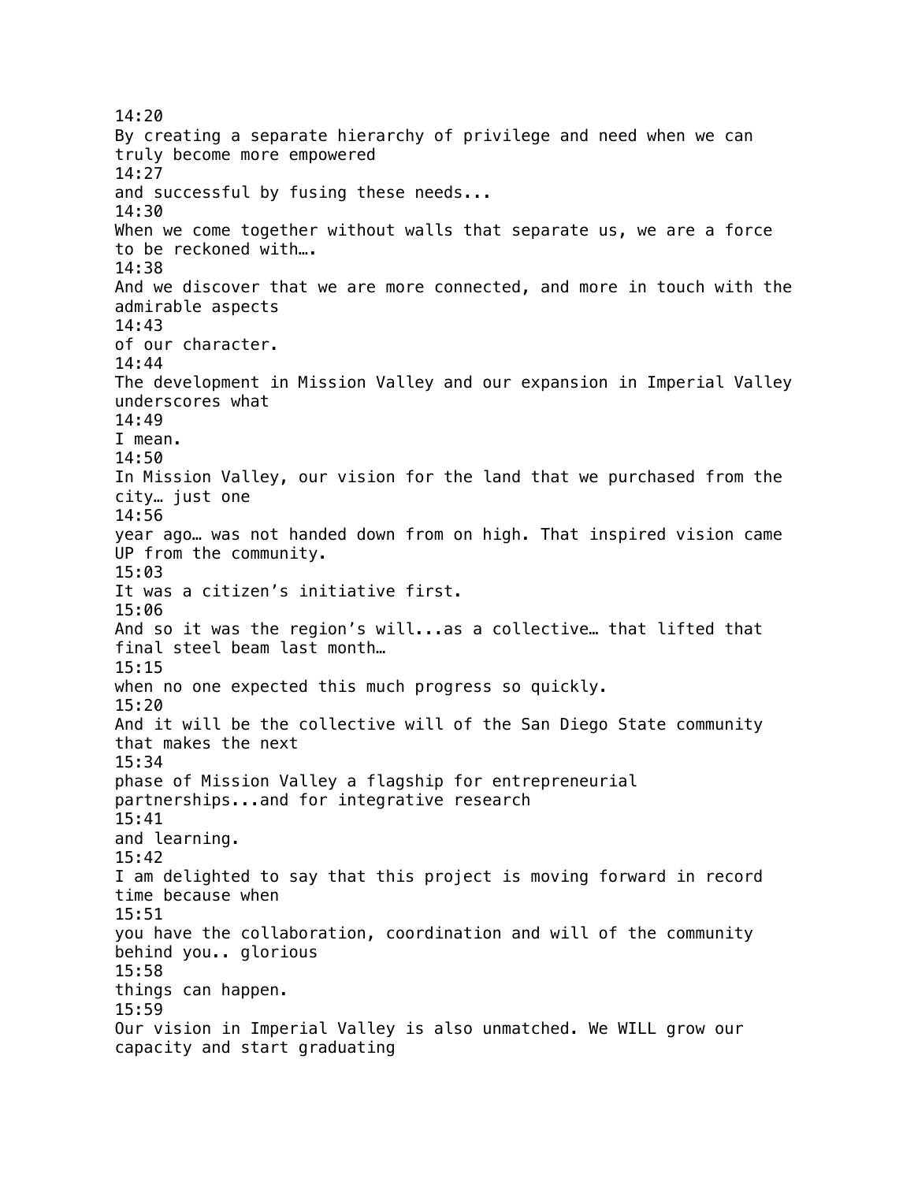14:20
By creating a separate hierarchy of privilege and need when we can truly become more empowered
14:27
and successful by fusing these needs...
14:30
When we come together without walls that separate us, we are a force to be reckoned with….
14:38
And we discover that we are more connected, and more in touch with the admirable aspects
14:43
of our character.
14:44
The development in Mission Valley and our expansion in Imperial Valley underscores what
14:49
I mean.
14:50
In Mission Valley, our vision for the land that we purchased from the city… just one
14:56
year ago… was not handed down from on high. That inspired vision came UP from the community.
15:03
It was a citizen's initiative first.
15:06
And so it was the region's will...as a collective… that lifted that final steel beam last month…
15:15
when no one expected this much progress so quickly.
15:20
And it will be the collective will of the San Diego State community that makes the next
15:34
phase of Mission Valley a flagship for entrepreneurial partnerships...and for integrative research
15:41
and learning.
15:42
I am delighted to say that this project is moving forward in record time because when
15:51
you have the collaboration, coordination and will of the community behind you.. glorious
15:58
things can happen.
15:59
Our vision in Imperial Valley is also unmatched. We WILL grow our capacity and start graduating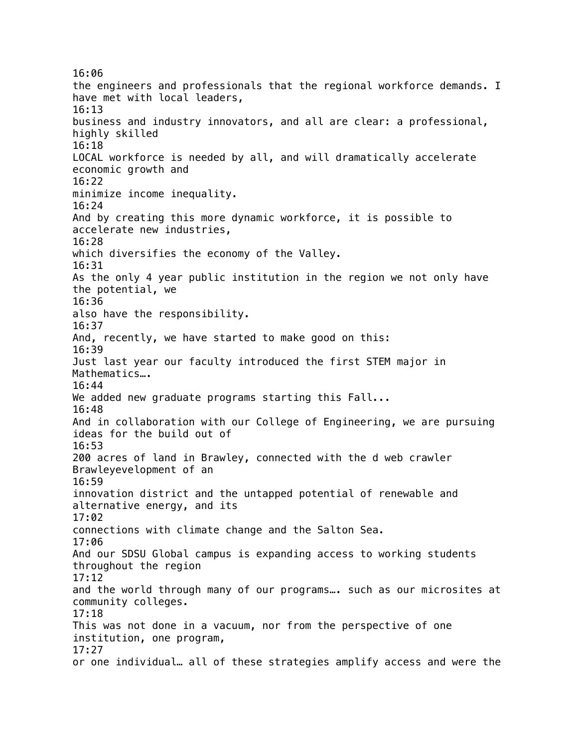16:06
the engineers and professionals that the regional workforce demands. I have met with local leaders,
16:13
business and industry innovators, and all are clear: a professional, highly skilled
16:18
LOCAL workforce is needed by all, and will dramatically accelerate economic growth and
16:22
minimize income inequality.
16:24
And by creating this more dynamic workforce, it is possible to accelerate new industries,
16:28
which diversifies the economy of the Valley.
16:31
As the only 4 year public institution in the region we not only have the potential, we
16:36
also have the responsibility.
16:37
And, recently, we have started to make good on this:
16:39
Just last year our faculty introduced the first STEM major in Mathematics….
16:44
We added new graduate programs starting this Fall...
16:48
And in collaboration with our College of Engineering, we are pursuing ideas for the build out of
16:53
200 acres of land in Brawley, connected with the d web crawler Brawleyevelopment of an
16:59
innovation district and the untapped potential of renewable and alternative energy, and its
17:02
connections with climate change and the Salton Sea.
17:06
And our SDSU Global campus is expanding access to working students throughout the region
17:12
and the world through many of our programs…. such as our microsites at community colleges.
17:18
This was not done in a vacuum, nor from the perspective of one institution, one program,
17:27
or one individual… all of these strategies amplify access and were the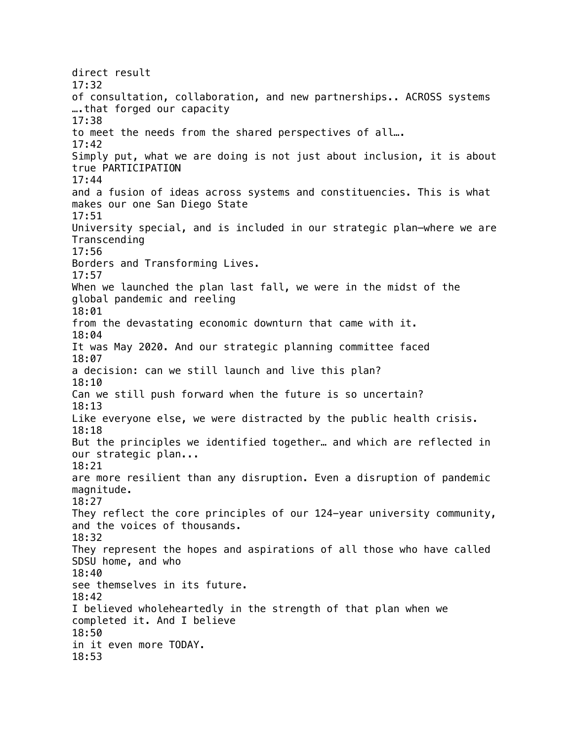direct result
17:32
of consultation, collaboration, and new partnerships.. ACROSS systems ….that forged our capacity
17:38
to meet the needs from the shared perspectives of all….
17:42
Simply put, what we are doing is not just about inclusion, it is about true PARTICIPATION
17:44
and a fusion of ideas across systems and constituencies. This is what makes our one San Diego State
17:51
University special, and is included in our strategic plan—where we are Transcending
17:56
Borders and Transforming Lives.
17:57
When we launched the plan last fall, we were in the midst of the global pandemic and reeling
18:01
from the devastating economic downturn that came with it.
18:04
It was May 2020. And our strategic planning committee faced
18:07
a decision: can we still launch and live this plan?
18:10
Can we still push forward when the future is so uncertain?
18:13
Like everyone else, we were distracted by the public health crisis.
18:18
But the principles we identified together… and which are reflected in our strategic plan...
18:21
are more resilient than any disruption. Even a disruption of pandemic magnitude.
18:27
They reflect the core principles of our 124-year university community, and the voices of thousands.
18:32
They represent the hopes and aspirations of all those who have called SDSU home, and who
18:40
see themselves in its future.
18:42
I believed wholeheartedly in the strength of that plan when we completed it. And I believe
18:50
in it even more TODAY.
18:53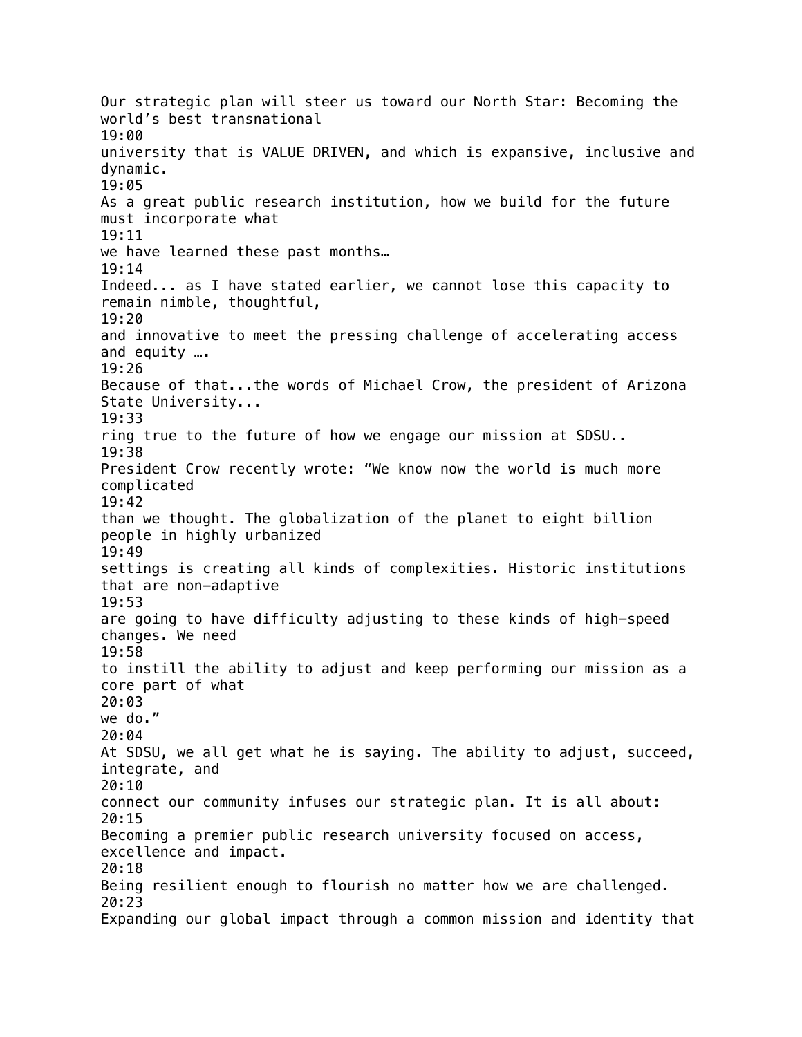Our strategic plan will steer us toward our North Star: Becoming the world's best transnational
19:00
university that is VALUE DRIVEN, and which is expansive, inclusive and dynamic.
19:05
As a great public research institution, how we build for the future must incorporate what
19:11
we have learned these past months…
19:14
Indeed... as I have stated earlier, we cannot lose this capacity to remain nimble, thoughtful,
19:20
and innovative to meet the pressing challenge of accelerating access and equity ….
19:26
Because of that...the words of Michael Crow, the president of Arizona State University...
19:33
ring true to the future of how we engage our mission at SDSU..
19:38
President Crow recently wrote: "We know now the world is much more complicated
19:42
than we thought. The globalization of the planet to eight billion people in highly urbanized
19:49
settings is creating all kinds of complexities. Historic institutions that are non-adaptive
19:53
are going to have difficulty adjusting to these kinds of high-speed changes. We need
19:58
to instill the ability to adjust and keep performing our mission as a core part of what
20:03
we do."
20:04
At SDSU, we all get what he is saying. The ability to adjust, succeed, integrate, and
20:10
connect our community infuses our strategic plan. It is all about:
20:15
Becoming a premier public research university focused on access, excellence and impact.
20:18
Being resilient enough to flourish no matter how we are challenged.
20:23
Expanding our global impact through a common mission and identity that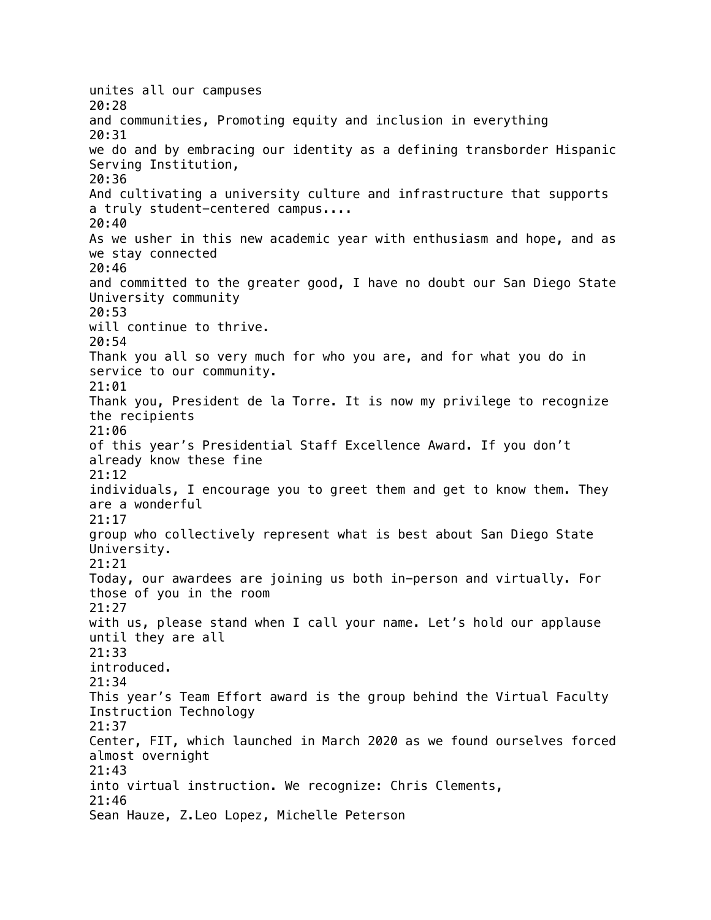unites all our campuses
20:28
and communities, Promoting equity and inclusion in everything
20:31
we do and by embracing our identity as a defining transborder Hispanic Serving Institution,
20:36
And cultivating a university culture and infrastructure that supports a truly student-centered campus....
20:40
As we usher in this new academic year with enthusiasm and hope, and as we stay connected
20:46
and committed to the greater good, I have no doubt our San Diego State University community
20:53
will continue to thrive.
20:54
Thank you all so very much for who you are, and for what you do in service to our community.
21:01
Thank you, President de la Torre. It is now my privilege to recognize the recipients
21:06
of this year's Presidential Staff Excellence Award. If you don't already know these fine
21:12
individuals, I encourage you to greet them and get to know them. They are a wonderful
21:17
group who collectively represent what is best about San Diego State University.
21:21
Today, our awardees are joining us both in-person and virtually. For those of you in the room
21:27
with us, please stand when I call your name. Let's hold our applause until they are all
21:33
introduced.
21:34
This year's Team Effort award is the group behind the Virtual Faculty Instruction Technology
21:37
Center, FIT, which launched in March 2020 as we found ourselves forced almost overnight
21:43
into virtual instruction. We recognize: Chris Clements,
21:46
Sean Hauze, Z.Leo Lopez, Michelle Peterson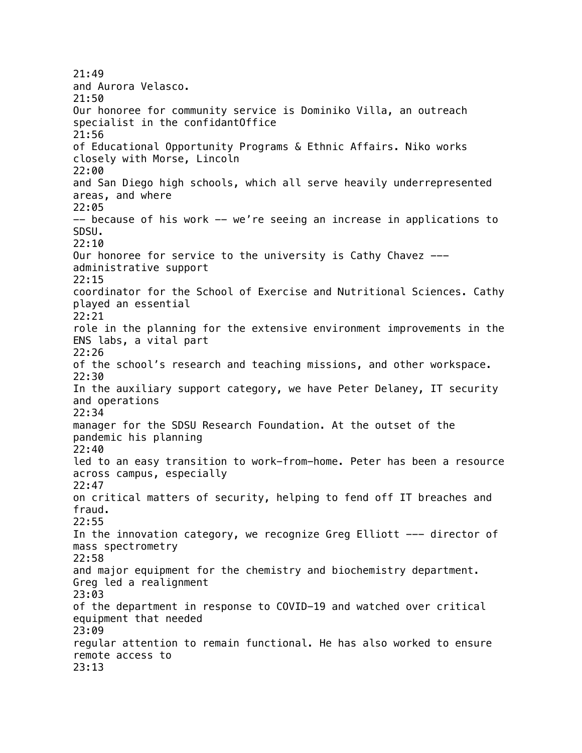21:49
and Aurora Velasco.
21:50
Our honoree for community service is Dominiko Villa, an outreach specialist in the confidantOffice
21:56
of Educational Opportunity Programs & Ethnic Affairs. Niko works closely with Morse, Lincoln
22:00
and San Diego high schools, which all serve heavily underrepresented areas, and where
22:05
-- because of his work -- we're seeing an increase in applications to SDSU.
22:10
Our honoree for service to the university is Cathy Chavez --- administrative support
22:15
coordinator for the School of Exercise and Nutritional Sciences. Cathy played an essential
22:21
role in the planning for the extensive environment improvements in the ENS labs, a vital part
22:26
of the school's research and teaching missions, and other workspace.
22:30
In the auxiliary support category, we have Peter Delaney, IT security and operations
22:34
manager for the SDSU Research Foundation. At the outset of the pandemic his planning
22:40
led to an easy transition to work-from-home. Peter has been a resource across campus, especially
22:47
on critical matters of security, helping to fend off IT breaches and fraud.
22:55
In the innovation category, we recognize Greg Elliott --- director of mass spectrometry
22:58
and major equipment for the chemistry and biochemistry department. Greg led a realignment
23:03
of the department in response to COVID-19 and watched over critical equipment that needed
23:09
regular attention to remain functional. He has also worked to ensure remote access to
23:13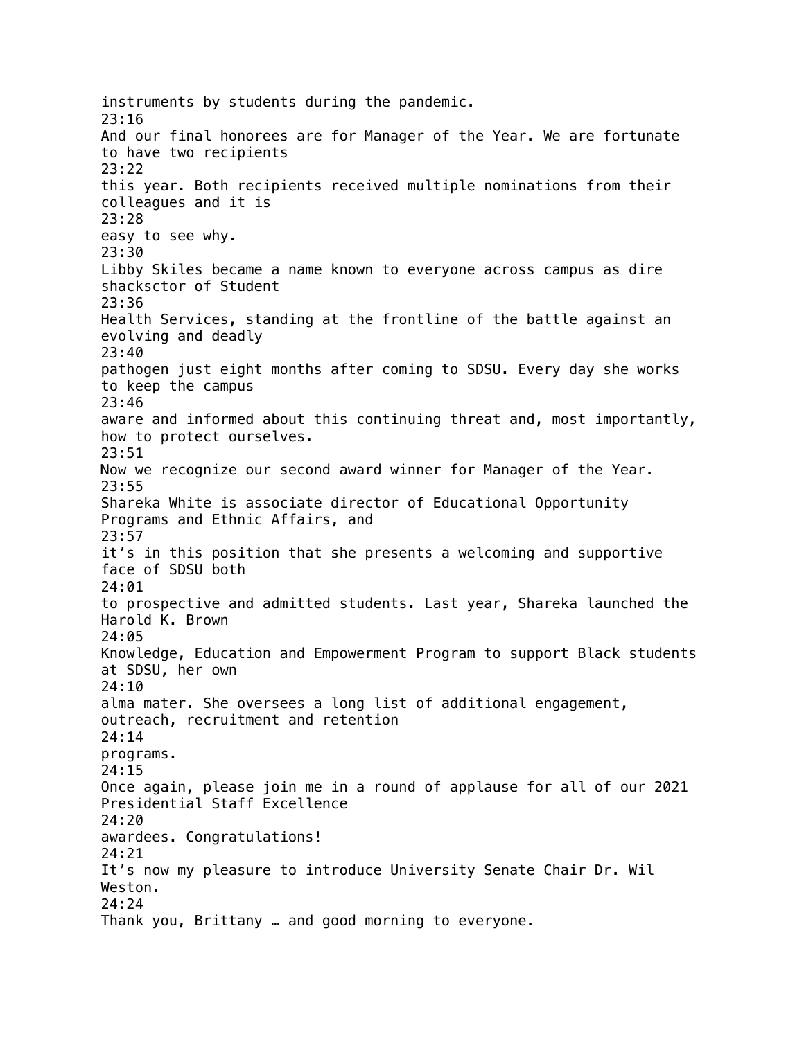instruments by students during the pandemic.
23:16
And our final honorees are for Manager of the Year. We are fortunate to have two recipients
23:22
this year. Both recipients received multiple nominations from their colleagues and it is
23:28
easy to see why.
23:30
Libby Skiles became a name known to everyone across campus as dire shacksctor of Student
23:36
Health Services, standing at the frontline of the battle against an evolving and deadly
23:40
pathogen just eight months after coming to SDSU. Every day she works to keep the campus
23:46
aware and informed about this continuing threat and, most importantly, how to protect ourselves.
23:51
Now we recognize our second award winner for Manager of the Year.
23:55
Shareka White is associate director of Educational Opportunity Programs and Ethnic Affairs, and
23:57
it's in this position that she presents a welcoming and supportive face of SDSU both
24:01
to prospective and admitted students. Last year, Shareka launched the Harold K. Brown
24:05
Knowledge, Education and Empowerment Program to support Black students at SDSU, her own
24:10
alma mater. She oversees a long list of additional engagement, outreach, recruitment and retention
24:14
programs.
24:15
Once again, please join me in a round of applause for all of our 2021 Presidential Staff Excellence
24:20
awardees. Congratulations!
24:21
It's now my pleasure to introduce University Senate Chair Dr. Wil Weston.
24:24
Thank you, Brittany … and good morning to everyone.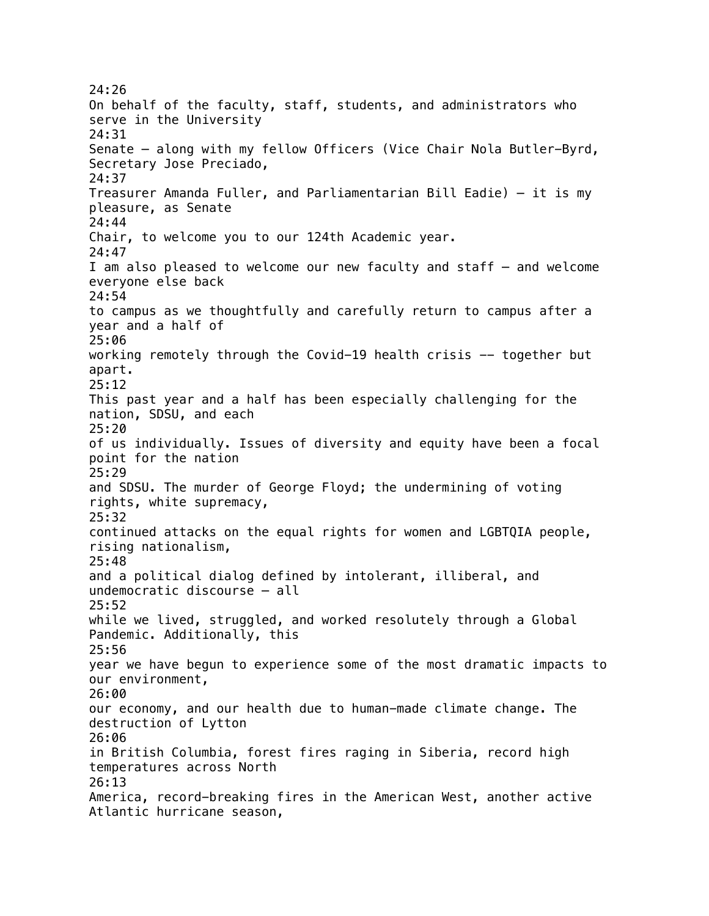24:26
On behalf of the faculty, staff, students, and administrators who serve in the University
24:31
Senate – along with my fellow Officers (Vice Chair Nola Butler-Byrd, Secretary Jose Preciado,
24:37
Treasurer Amanda Fuller, and Parliamentarian Bill Eadie) – it is my pleasure, as Senate
24:44
Chair, to welcome you to our 124th Academic year.
24:47
I am also pleased to welcome our new faculty and staff – and welcome everyone else back
24:54
to campus as we thoughtfully and carefully return to campus after a year and a half of
25:06
working remotely through the Covid-19 health crisis -- together but apart.
25:12
This past year and a half has been especially challenging for the nation, SDSU, and each
25:20
of us individually. Issues of diversity and equity have been a focal point for the nation
25:29
and SDSU. The murder of George Floyd; the undermining of voting rights, white supremacy,
25:32
continued attacks on the equal rights for women and LGBTQIA people, rising nationalism,
25:48
and a political dialog defined by intolerant, illiberal, and undemocratic discourse – all
25:52
while we lived, struggled, and worked resolutely through a Global Pandemic. Additionally, this
25:56
year we have begun to experience some of the most dramatic impacts to our environment,
26:00
our economy, and our health due to human-made climate change. The destruction of Lytton
26:06
in British Columbia, forest fires raging in Siberia, record high temperatures across North
26:13
America, record-breaking fires in the American West, another active Atlantic hurricane season,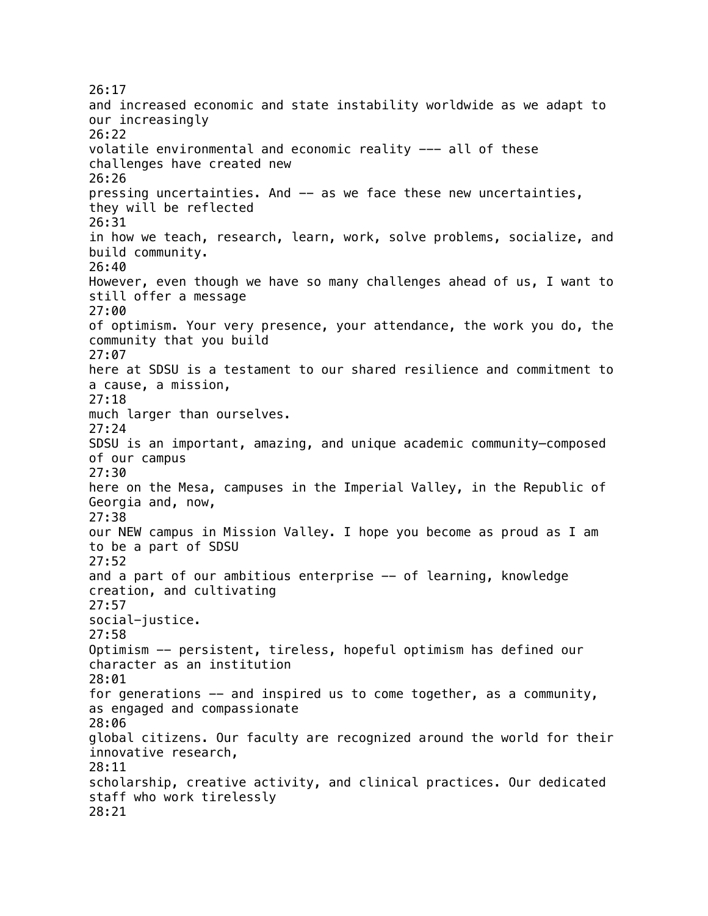26:17
and increased economic and state instability worldwide as we adapt to our increasingly
26:22
volatile environmental and economic reality --- all of these challenges have created new
26:26
pressing uncertainties. And -- as we face these new uncertainties, they will be reflected
26:31
in how we teach, research, learn, work, solve problems, socialize, and build community.
26:40
However, even though we have so many challenges ahead of us, I want to still offer a message
27:00
of optimism. Your very presence, your attendance, the work you do, the community that you build
27:07
here at SDSU is a testament to our shared resilience and commitment to a cause, a mission,
27:18
much larger than ourselves.
27:24
SDSU is an important, amazing, and unique academic community—composed of our campus
27:30
here on the Mesa, campuses in the Imperial Valley, in the Republic of Georgia and, now,
27:38
our NEW campus in Mission Valley. I hope you become as proud as I am to be a part of SDSU
27:52
and a part of our ambitious enterprise -- of learning, knowledge creation, and cultivating
27:57
social-justice.
27:58
Optimism -- persistent, tireless, hopeful optimism has defined our character as an institution
28:01
for generations -- and inspired us to come together, as a community, as engaged and compassionate
28:06
global citizens. Our faculty are recognized around the world for their innovative research,
28:11
scholarship, creative activity, and clinical practices. Our dedicated staff who work tirelessly
28:21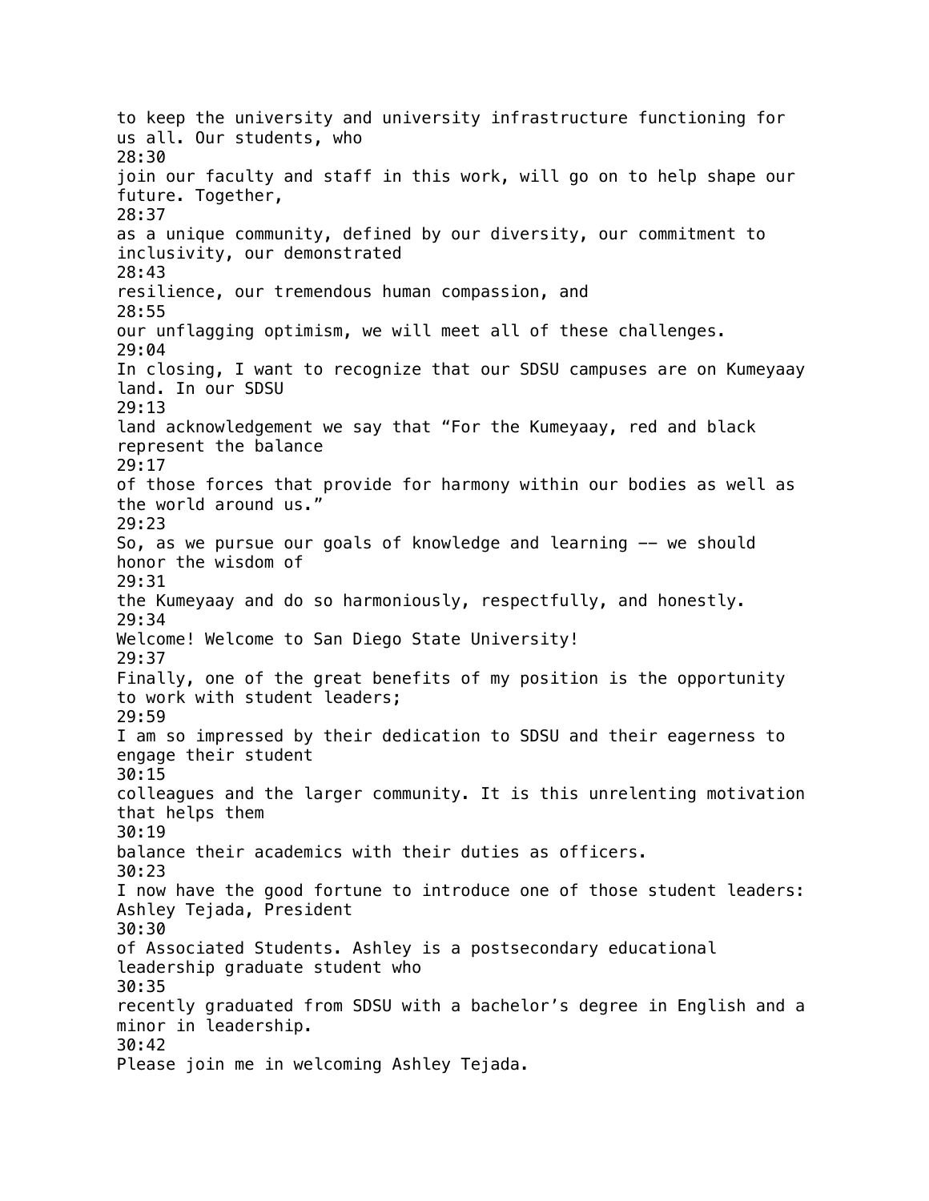to keep the university and university infrastructure functioning for us all. Our students, who
28:30
join our faculty and staff in this work, will go on to help shape our future. Together,
28:37
as a unique community, defined by our diversity, our commitment to inclusivity, our demonstrated
28:43
resilience, our tremendous human compassion, and
28:55
our unflagging optimism, we will meet all of these challenges.
29:04
In closing, I want to recognize that our SDSU campuses are on Kumeyaay land. In our SDSU
29:13
land acknowledgement we say that "For the Kumeyaay, red and black represent the balance
29:17
of those forces that provide for harmony within our bodies as well as the world around us."
29:23
So, as we pursue our goals of knowledge and learning –– we should honor the wisdom of
29:31
the Kumeyaay and do so harmoniously, respectfully, and honestly.
29:34
Welcome! Welcome to San Diego State University!
29:37
Finally, one of the great benefits of my position is the opportunity to work with student leaders;
29:59
I am so impressed by their dedication to SDSU and their eagerness to engage their student
30:15
colleagues and the larger community. It is this unrelenting motivation that helps them
30:19
balance their academics with their duties as officers.
30:23
I now have the good fortune to introduce one of those student leaders: Ashley Tejada, President
30:30
of Associated Students. Ashley is a postsecondary educational leadership graduate student who
30:35
recently graduated from SDSU with a bachelor's degree in English and a minor in leadership.
30:42
Please join me in welcoming Ashley Tejada.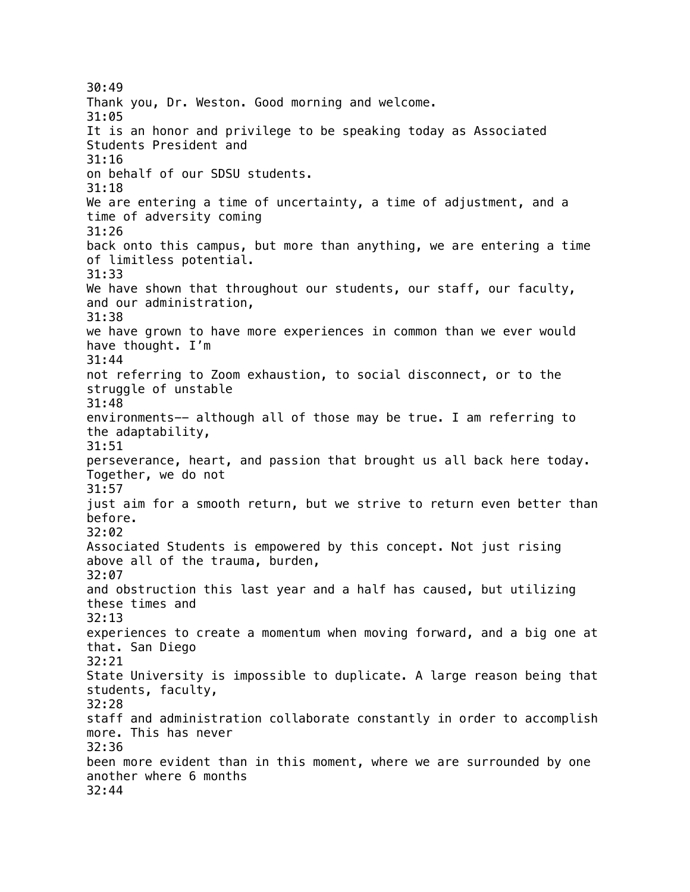30:49
Thank you, Dr. Weston. Good morning and welcome.
31:05
It is an honor and privilege to be speaking today as Associated Students President and
31:16
on behalf of our SDSU students.
31:18
We are entering a time of uncertainty, a time of adjustment, and a time of adversity coming
31:26
back onto this campus, but more than anything, we are entering a time of limitless potential.
31:33
We have shown that throughout our students, our staff, our faculty, and our administration,
31:38
we have grown to have more experiences in common than we ever would have thought. I'm
31:44
not referring to Zoom exhaustion, to social disconnect, or to the struggle of unstable
31:48
environments—— although all of those may be true. I am referring to the adaptability,
31:51
perseverance, heart, and passion that brought us all back here today. Together, we do not
31:57
just aim for a smooth return, but we strive to return even better than before.
32:02
Associated Students is empowered by this concept. Not just rising above all of the trauma, burden,
32:07
and obstruction this last year and a half has caused, but utilizing these times and
32:13
experiences to create a momentum when moving forward, and a big one at that. San Diego
32:21
State University is impossible to duplicate. A large reason being that students, faculty,
32:28
staff and administration collaborate constantly in order to accomplish more. This has never
32:36
been more evident than in this moment, where we are surrounded by one another where 6 months
32:44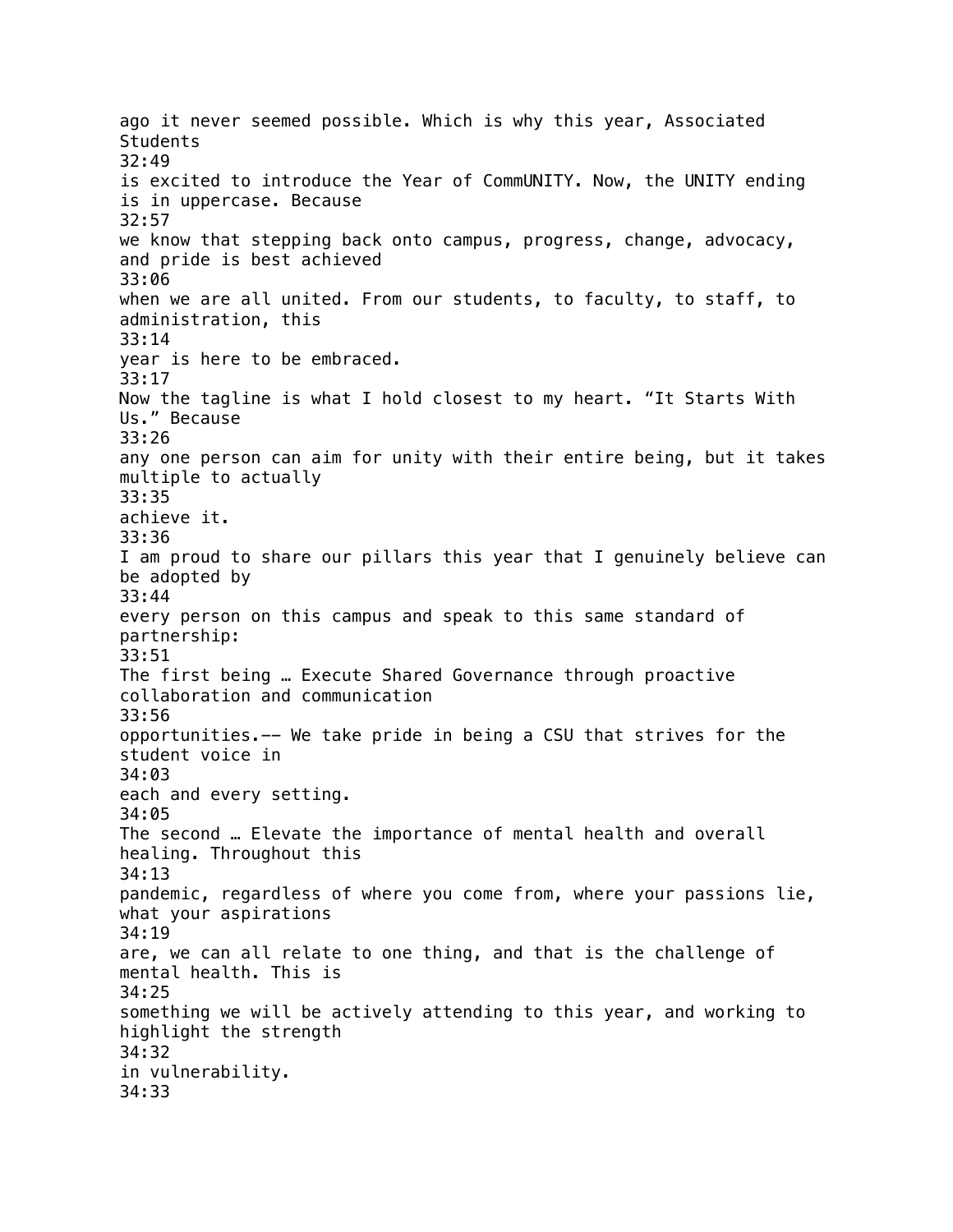ago it never seemed possible. Which is why this year, Associated Students
32:49
is excited to introduce the Year of CommUNITY. Now, the UNITY ending is in uppercase. Because
32:57
we know that stepping back onto campus, progress, change, advocacy, and pride is best achieved
33:06
when we are all united. From our students, to faculty, to staff, to administration, this
33:14
year is here to be embraced.
33:17
Now the tagline is what I hold closest to my heart. “It Starts With Us.” Because
33:26
any one person can aim for unity with their entire being, but it takes multiple to actually
33:35
achieve it.
33:36
I am proud to share our pillars this year that I genuinely believe can be adopted by
33:44
every person on this campus and speak to this same standard of partnership:
33:51
The first being … Execute Shared Governance through proactive collaboration and communication
33:56
opportunities.-- We take pride in being a CSU that strives for the student voice in
34:03
each and every setting.
34:05
The second … Elevate the importance of mental health and overall healing. Throughout this
34:13
pandemic, regardless of where you come from, where your passions lie, what your aspirations
34:19
are, we can all relate to one thing, and that is the challenge of mental health. This is
34:25
something we will be actively attending to this year, and working to highlight the strength
34:32
in vulnerability.
34:33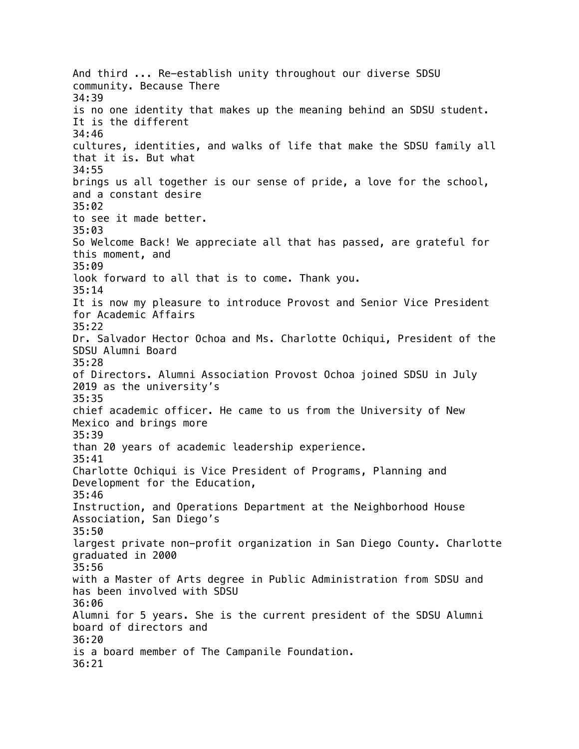And third ... Re-establish unity throughout our diverse SDSU community. Because There
34:39
is no one identity that makes up the meaning behind an SDSU student. It is the different
34:46
cultures, identities, and walks of life that make the SDSU family all that it is. But what
34:55
brings us all together is our sense of pride, a love for the school, and a constant desire
35:02
to see it made better.
35:03
So Welcome Back! We appreciate all that has passed, are grateful for this moment, and
35:09
look forward to all that is to come. Thank you.
35:14
It is now my pleasure to introduce Provost and Senior Vice President for Academic Affairs
35:22
Dr. Salvador Hector Ochoa and Ms. Charlotte Ochiqui, President of the SDSU Alumni Board
35:28
of Directors. Alumni Association Provost Ochoa joined SDSU in July 2019 as the university's
35:35
chief academic officer. He came to us from the University of New Mexico and brings more
35:39
than 20 years of academic leadership experience.
35:41
Charlotte Ochiqui is Vice President of Programs, Planning and Development for the Education,
35:46
Instruction, and Operations Department at the Neighborhood House Association, San Diego's
35:50
largest private non-profit organization in San Diego County. Charlotte graduated in 2000
35:56
with a Master of Arts degree in Public Administration from SDSU and has been involved with SDSU
36:06
Alumni for 5 years. She is the current president of the SDSU Alumni board of directors and
36:20
is a board member of The Campanile Foundation.
36:21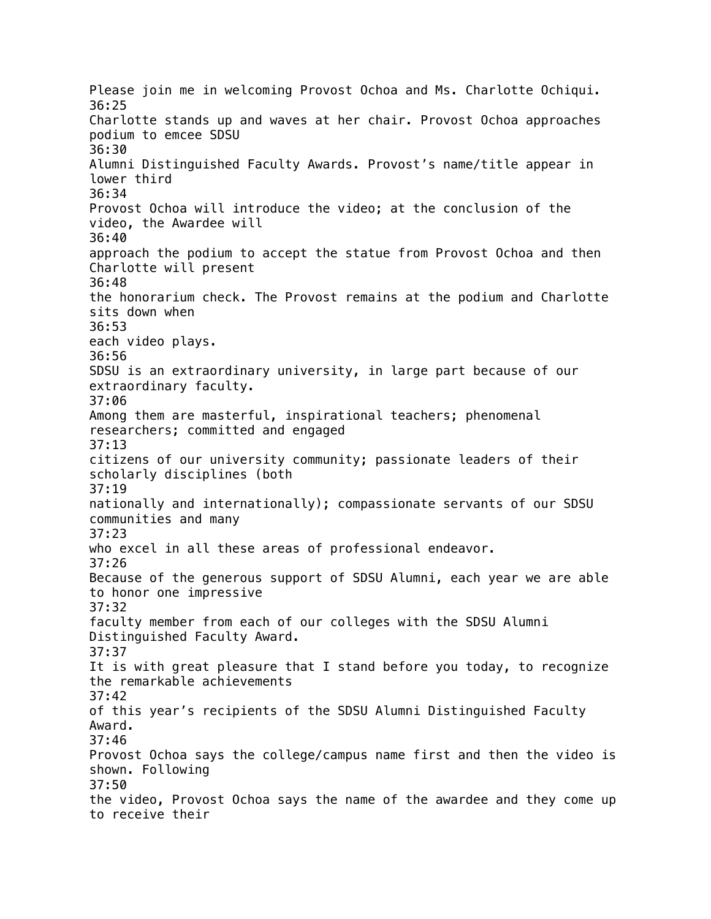Please join me in welcoming Provost Ochoa and Ms. Charlotte Ochiqui.
36:25
Charlotte stands up and waves at her chair. Provost Ochoa approaches podium to emcee SDSU
36:30
Alumni Distinguished Faculty Awards. Provost's name/title appear in lower third
36:34
Provost Ochoa will introduce the video; at the conclusion of the video, the Awardee will
36:40
approach the podium to accept the statue from Provost Ochoa and then Charlotte will present
36:48
the honorarium check. The Provost remains at the podium and Charlotte sits down when
36:53
each video plays.
36:56
SDSU is an extraordinary university, in large part because of our extraordinary faculty.
37:06
Among them are masterful, inspirational teachers; phenomenal researchers; committed and engaged
37:13
citizens of our university community; passionate leaders of their scholarly disciplines (both
37:19
nationally and internationally); compassionate servants of our SDSU communities and many
37:23
who excel in all these areas of professional endeavor.
37:26
Because of the generous support of SDSU Alumni, each year we are able to honor one impressive
37:32
faculty member from each of our colleges with the SDSU Alumni Distinguished Faculty Award.
37:37
It is with great pleasure that I stand before you today, to recognize the remarkable achievements
37:42
of this year's recipients of the SDSU Alumni Distinguished Faculty Award.
37:46
Provost Ochoa says the college/campus name first and then the video is shown. Following
37:50
the video, Provost Ochoa says the name of the awardee and they come up to receive their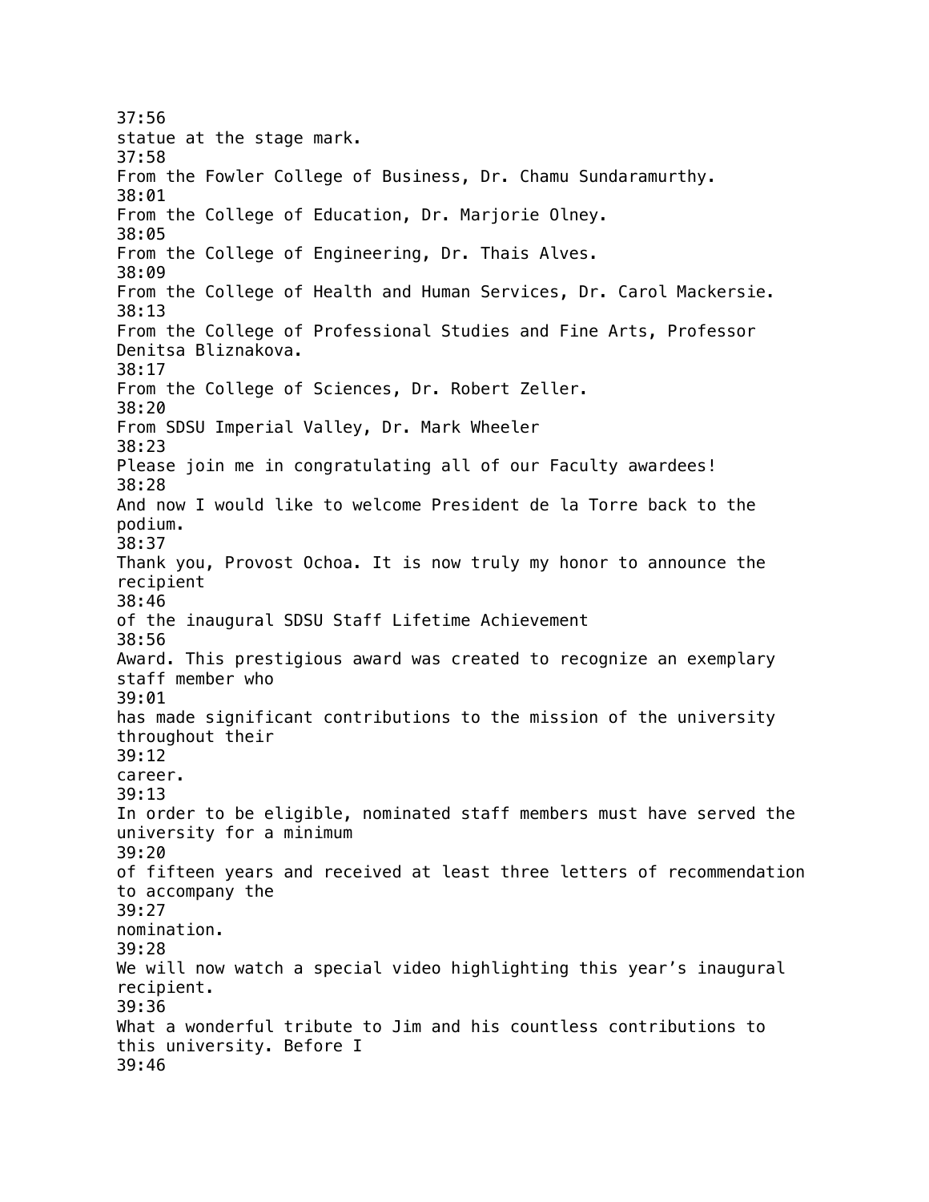37:56
statue at the stage mark.
37:58
From the Fowler College of Business, Dr. Chamu Sundaramurthy.
38:01
From the College of Education, Dr. Marjorie Olney.
38:05
From the College of Engineering, Dr. Thais Alves.
38:09
From the College of Health and Human Services, Dr. Carol Mackersie.
38:13
From the College of Professional Studies and Fine Arts, Professor Denitsa Bliznakova.
38:17
From the College of Sciences, Dr. Robert Zeller.
38:20
From SDSU Imperial Valley, Dr. Mark Wheeler
38:23
Please join me in congratulating all of our Faculty awardees!
38:28
And now I would like to welcome President de la Torre back to the podium.
38:37
Thank you, Provost Ochoa. It is now truly my honor to announce the recipient
38:46
of the inaugural SDSU Staff Lifetime Achievement
38:56
Award. This prestigious award was created to recognize an exemplary staff member who
39:01
has made significant contributions to the mission of the university throughout their
39:12
career.
39:13
In order to be eligible, nominated staff members must have served the university for a minimum
39:20
of fifteen years and received at least three letters of recommendation to accompany the
39:27
nomination.
39:28
We will now watch a special video highlighting this year's inaugural recipient.
39:36
What a wonderful tribute to Jim and his countless contributions to this university. Before I
39:46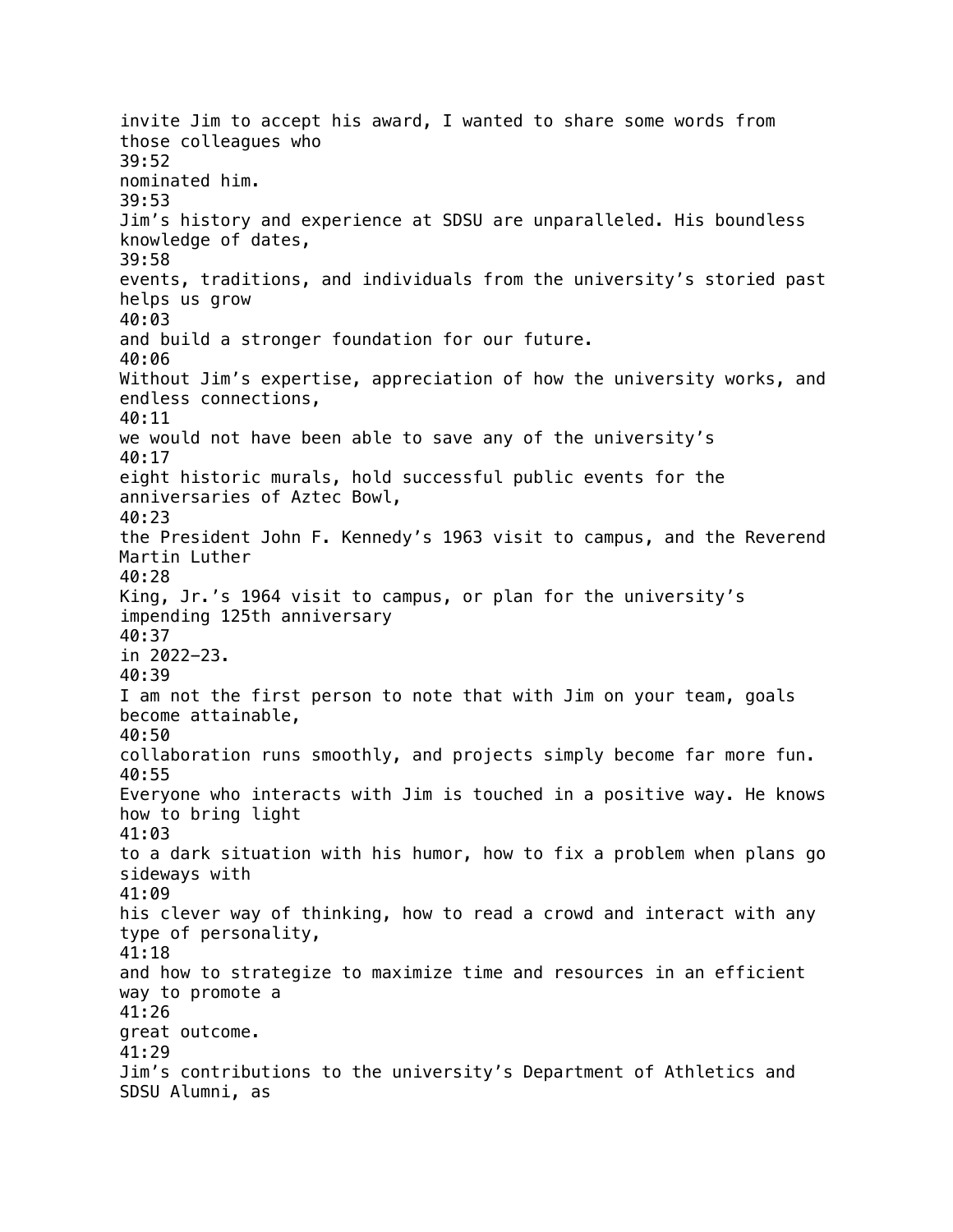invite Jim to accept his award, I wanted to share some words from those colleagues who
39:52
nominated him.
39:53
Jim's history and experience at SDSU are unparalleled. His boundless knowledge of dates,
39:58
events, traditions, and individuals from the university's storied past helps us grow
40:03
and build a stronger foundation for our future.
40:06
Without Jim's expertise, appreciation of how the university works, and endless connections,
40:11
we would not have been able to save any of the university's
40:17
eight historic murals, hold successful public events for the anniversaries of Aztec Bowl,
40:23
the President John F. Kennedy's 1963 visit to campus, and the Reverend Martin Luther
40:28
King, Jr.'s 1964 visit to campus, or plan for the university's impending 125th anniversary
40:37
in 2022–23.
40:39
I am not the first person to note that with Jim on your team, goals become attainable,
40:50
collaboration runs smoothly, and projects simply become far more fun.
40:55
Everyone who interacts with Jim is touched in a positive way. He knows how to bring light
41:03
to a dark situation with his humor, how to fix a problem when plans go sideways with
41:09
his clever way of thinking, how to read a crowd and interact with any type of personality,
41:18
and how to strategize to maximize time and resources in an efficient way to promote a
41:26
great outcome.
41:29
Jim's contributions to the university's Department of Athletics and SDSU Alumni, as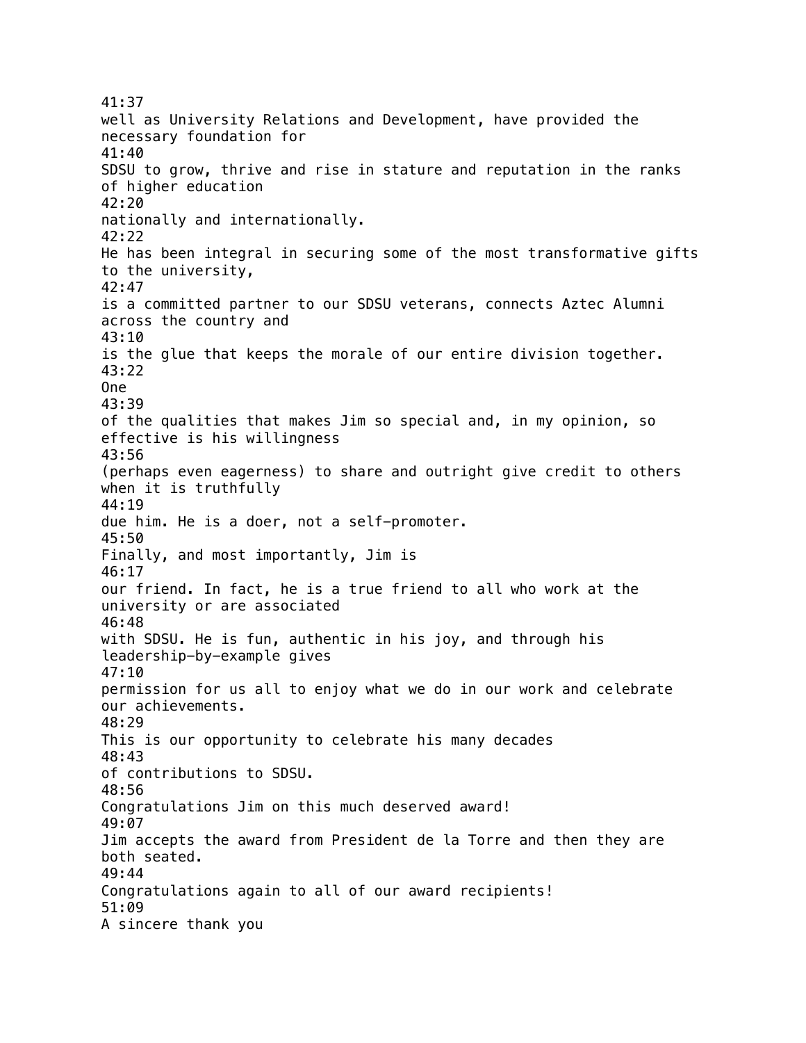41:37
well as University Relations and Development, have provided the necessary foundation for
41:40
SDSU to grow, thrive and rise in stature and reputation in the ranks of higher education
42:20
nationally and internationally.
42:22
He has been integral in securing some of the most transformative gifts to the university,
42:47
is a committed partner to our SDSU veterans, connects Aztec Alumni across the country and
43:10
is the glue that keeps the morale of our entire division together.
43:22
One
43:39
of the qualities that makes Jim so special and, in my opinion, so effective is his willingness
43:56
(perhaps even eagerness) to share and outright give credit to others when it is truthfully
44:19
due him. He is a doer, not a self-promoter.
45:50
Finally, and most importantly, Jim is
46:17
our friend. In fact, he is a true friend to all who work at the university or are associated
46:48
with SDSU. He is fun, authentic in his joy, and through his leadership-by-example gives
47:10
permission for us all to enjoy what we do in our work and celebrate our achievements.
48:29
This is our opportunity to celebrate his many decades
48:43
of contributions to SDSU.
48:56
Congratulations Jim on this much deserved award!
49:07
Jim accepts the award from President de la Torre and then they are both seated.
49:44
Congratulations again to all of our award recipients!
51:09
A sincere thank you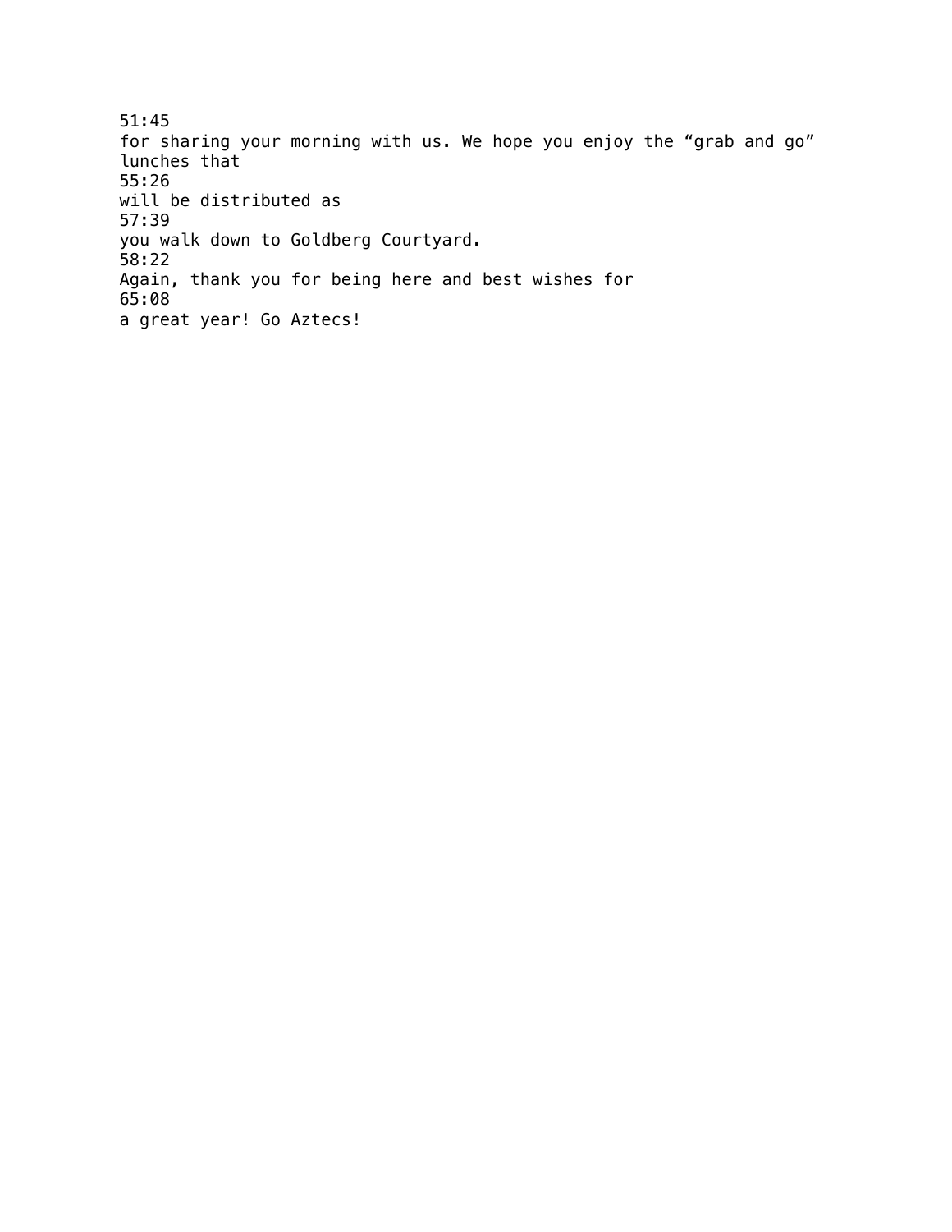51:45
for sharing your morning with us. We hope you enjoy the “grab and go” lunches that
55:26
will be distributed as
57:39
you walk down to Goldberg Courtyard.
58:22
Again, thank you for being here and best wishes for
65:08
a great year! Go Aztecs!